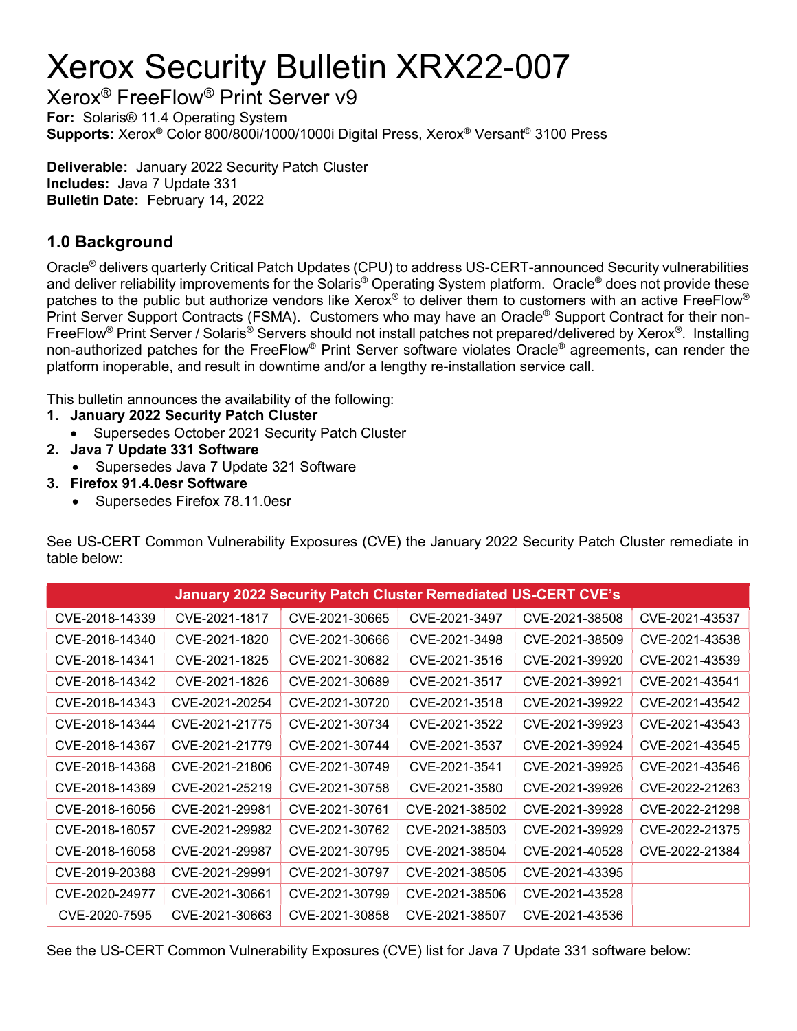# Xerox Security Bulletin XRX22-007

## Xerox® FreeFlow® Print Server v9

**For:** Solaris® 11.4 Operating System
**Supports:** Xerox® Color 800/800i/1000/1000i Digital Press, Xerox® Versant® 3100 Press

**Deliverable:** January 2022 Security Patch Cluster
**Includes:** Java 7 Update 331
**Bulletin Date:** February 14, 2022

### 1.0 Background

Oracle® delivers quarterly Critical Patch Updates (CPU) to address US-CERT-announced Security vulnerabilities and deliver reliability improvements for the Solaris® Operating System platform. Oracle® does not provide these patches to the public but authorize vendors like Xerox® to deliver them to customers with an active FreeFlow® Print Server Support Contracts (FSMA). Customers who may have an Oracle® Support Contract for their non-FreeFlow® Print Server / Solaris® Servers should not install patches not prepared/delivered by Xerox®. Installing non-authorized patches for the FreeFlow® Print Server software violates Oracle® agreements, can render the platform inoperable, and result in downtime and/or a lengthy re-installation service call.

This bulletin announces the availability of the following:

1. **January 2022 Security Patch Cluster**
   - Supersedes October 2021 Security Patch Cluster
2. **Java 7 Update 331 Software**
   - Supersedes Java 7 Update 321 Software
3. **Firefox 91.4.0esr Software**
   - Supersedes Firefox 78.11.0esr

See US-CERT Common Vulnerability Exposures (CVE) the January 2022 Security Patch Cluster remediate in table below:

| January 2022 Security Patch Cluster Remediated US-CERT CVE's | | | | | |
|---|---|---|---|---|---|
| CVE-2018-14339 | CVE-2021-1817 | CVE-2021-30665 | CVE-2021-3497 | CVE-2021-38508 | CVE-2021-43537 |
| CVE-2018-14340 | CVE-2021-1820 | CVE-2021-30666 | CVE-2021-3498 | CVE-2021-38509 | CVE-2021-43538 |
| CVE-2018-14341 | CVE-2021-1825 | CVE-2021-30682 | CVE-2021-3516 | CVE-2021-39920 | CVE-2021-43539 |
| CVE-2018-14342 | CVE-2021-1826 | CVE-2021-30689 | CVE-2021-3517 | CVE-2021-39921 | CVE-2021-43541 |
| CVE-2018-14343 | CVE-2021-20254 | CVE-2021-30720 | CVE-2021-3518 | CVE-2021-39922 | CVE-2021-43542 |
| CVE-2018-14344 | CVE-2021-21775 | CVE-2021-30734 | CVE-2021-3522 | CVE-2021-39923 | CVE-2021-43543 |
| CVE-2018-14367 | CVE-2021-21779 | CVE-2021-30744 | CVE-2021-3537 | CVE-2021-39924 | CVE-2021-43545 |
| CVE-2018-14368 | CVE-2021-21806 | CVE-2021-30749 | CVE-2021-3541 | CVE-2021-39925 | CVE-2021-43546 |
| CVE-2018-14369 | CVE-2021-25219 | CVE-2021-30758 | CVE-2021-3580 | CVE-2021-39926 | CVE-2022-21263 |
| CVE-2018-16056 | CVE-2021-29981 | CVE-2021-30761 | CVE-2021-38502 | CVE-2021-39928 | CVE-2022-21298 |
| CVE-2018-16057 | CVE-2021-29982 | CVE-2021-30762 | CVE-2021-38503 | CVE-2021-39929 | CVE-2022-21375 |
| CVE-2018-16058 | CVE-2021-29987 | CVE-2021-30795 | CVE-2021-38504 | CVE-2021-40528 | CVE-2022-21384 |
| CVE-2019-20388 | CVE-2021-29991 | CVE-2021-30797 | CVE-2021-38505 | CVE-2021-43395 | |
| CVE-2020-24977 | CVE-2021-30661 | CVE-2021-30799 | CVE-2021-38506 | CVE-2021-43528 | |
| CVE-2020-7595 | CVE-2021-30663 | CVE-2021-30858 | CVE-2021-38507 | CVE-2021-43536 | |

See the US-CERT Common Vulnerability Exposures (CVE) list for Java 7 Update 331 software below: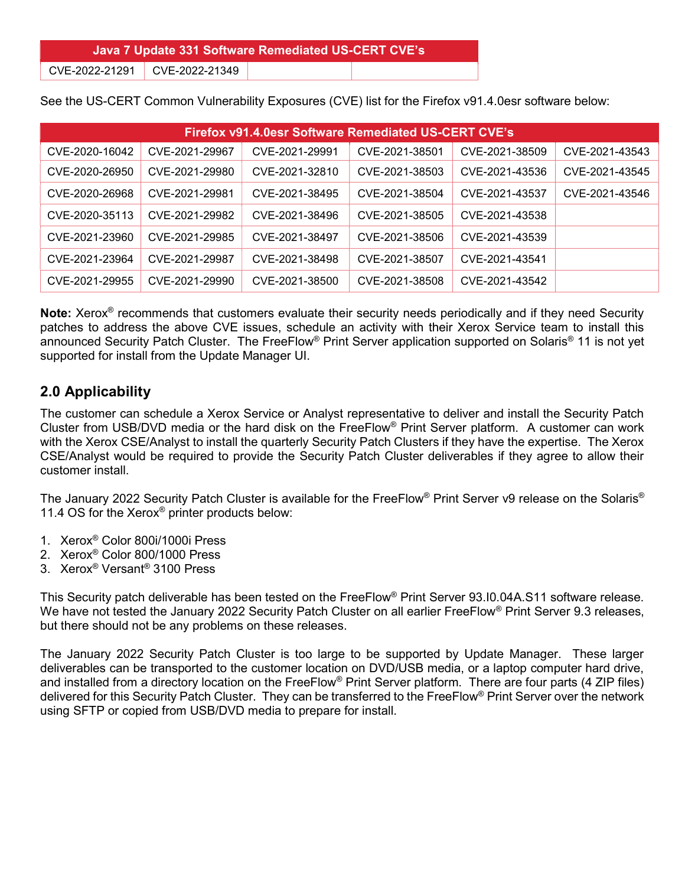| Java 7 Update 331 Software Remediated US-CERT CVE's | | | |
|---|---|---|---|
| CVE-2022-21291 | CVE-2022-21349 | | |

See the US-CERT Common Vulnerability Exposures (CVE) list for the Firefox v91.4.0esr software below:

| Firefox v91.4.0esr Software Remediated US-CERT CVE's | | | | | |
|---|---|---|---|---|---|
| CVE-2020-16042 | CVE-2021-29967 | CVE-2021-29991 | CVE-2021-38501 | CVE-2021-38509 | CVE-2021-43543 |
| CVE-2020-26950 | CVE-2021-29980 | CVE-2021-32810 | CVE-2021-38503 | CVE-2021-43536 | CVE-2021-43545 |
| CVE-2020-26968 | CVE-2021-29981 | CVE-2021-38495 | CVE-2021-38504 | CVE-2021-43537 | CVE-2021-43546 |
| CVE-2020-35113 | CVE-2021-29982 | CVE-2021-38496 | CVE-2021-38505 | CVE-2021-43538 | |
| CVE-2021-23960 | CVE-2021-29985 | CVE-2021-38497 | CVE-2021-38506 | CVE-2021-43539 | |
| CVE-2021-23964 | CVE-2021-29987 | CVE-2021-38498 | CVE-2021-38507 | CVE-2021-43541 | |
| CVE-2021-29955 | CVE-2021-29990 | CVE-2021-38500 | CVE-2021-38508 | CVE-2021-43542 | |

**Note:** Xerox® recommends that customers evaluate their security needs periodically and if they need Security patches to address the above CVE issues, schedule an activity with their Xerox Service team to install this announced Security Patch Cluster. The FreeFlow® Print Server application supported on Solaris® 11 is not yet supported for install from the Update Manager UI.

## 2.0 Applicability

The customer can schedule a Xerox Service or Analyst representative to deliver and install the Security Patch Cluster from USB/DVD media or the hard disk on the FreeFlow® Print Server platform. A customer can work with the Xerox CSE/Analyst to install the quarterly Security Patch Clusters if they have the expertise. The Xerox CSE/Analyst would be required to provide the Security Patch Cluster deliverables if they agree to allow their customer install.

The January 2022 Security Patch Cluster is available for the FreeFlow® Print Server v9 release on the Solaris® 11.4 OS for the Xerox® printer products below:

1. Xerox® Color 800i/1000i Press
2. Xerox® Color 800/1000 Press
3. Xerox® Versant® 3100 Press

This Security patch deliverable has been tested on the FreeFlow® Print Server 93.I0.04A.S11 software release. We have not tested the January 2022 Security Patch Cluster on all earlier FreeFlow® Print Server 9.3 releases, but there should not be any problems on these releases.

The January 2022 Security Patch Cluster is too large to be supported by Update Manager. These larger deliverables can be transported to the customer location on DVD/USB media, or a laptop computer hard drive, and installed from a directory location on the FreeFlow® Print Server platform. There are four parts (4 ZIP files) delivered for this Security Patch Cluster. They can be transferred to the FreeFlow® Print Server over the network using SFTP or copied from USB/DVD media to prepare for install.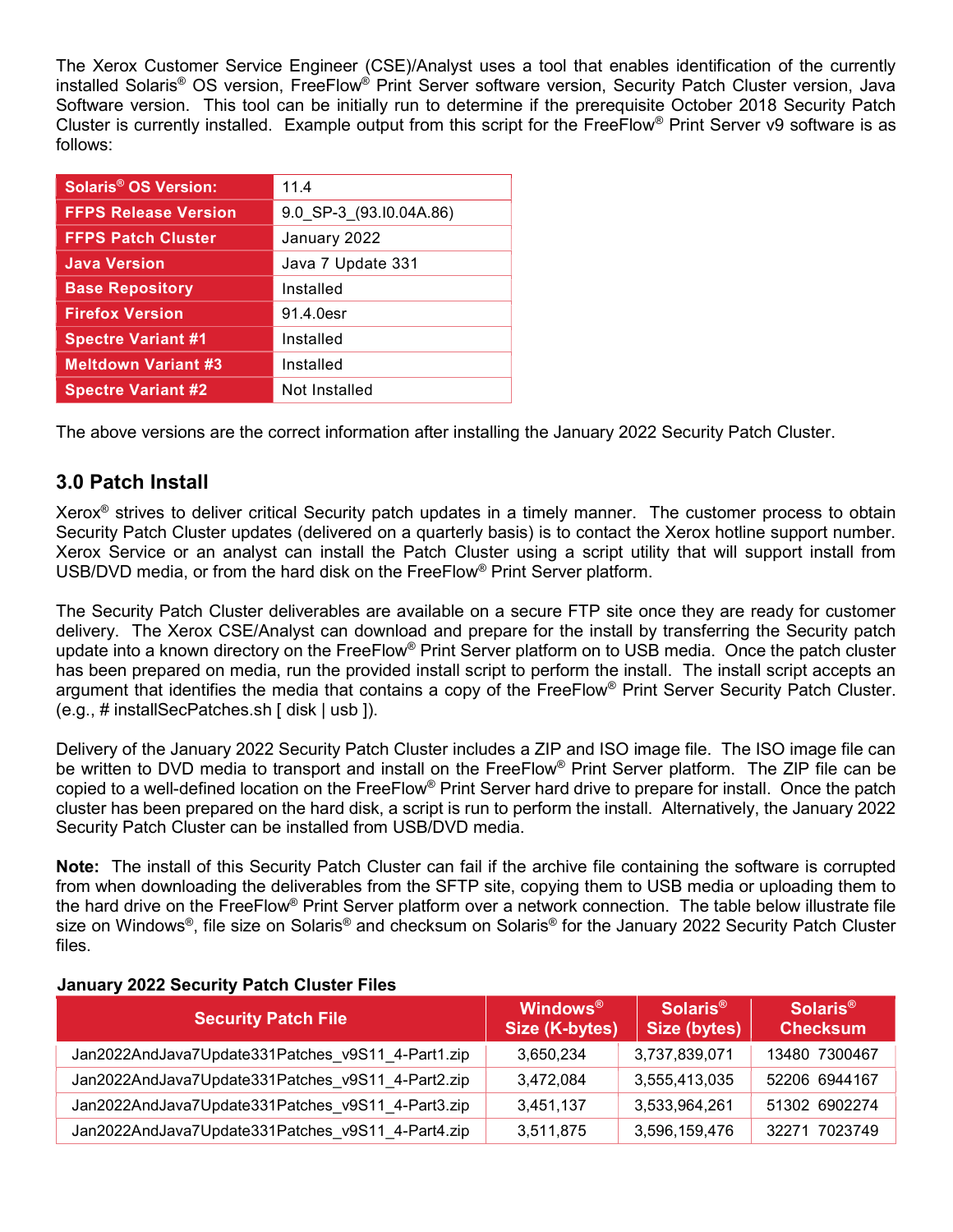The Xerox Customer Service Engineer (CSE)/Analyst uses a tool that enables identification of the currently installed Solaris® OS version, FreeFlow® Print Server software version, Security Patch Cluster version, Java Software version. This tool can be initially run to determine if the prerequisite October 2018 Security Patch Cluster is currently installed. Example output from this script for the FreeFlow® Print Server v9 software is as follows:

| | |
|---|---|
| **Solaris® OS Version:** | 11.4 |
| **FFPS Release Version** | 9.0_SP-3_(93.I0.04A.86) |
| **FFPS Patch Cluster** | January 2022 |
| **Java Version** | Java 7 Update 331 |
| **Base Repository** | Installed |
| **Firefox Version** | 91.4.0esr |
| **Spectre Variant #1** | Installed |
| **Meltdown Variant #3** | Installed |
| **Spectre Variant #2** | Not Installed |

The above versions are the correct information after installing the January 2022 Security Patch Cluster.

## 3.0 Patch Install

Xerox® strives to deliver critical Security patch updates in a timely manner. The customer process to obtain Security Patch Cluster updates (delivered on a quarterly basis) is to contact the Xerox hotline support number. Xerox Service or an analyst can install the Patch Cluster using a script utility that will support install from USB/DVD media, or from the hard disk on the FreeFlow® Print Server platform.

The Security Patch Cluster deliverables are available on a secure FTP site once they are ready for customer delivery. The Xerox CSE/Analyst can download and prepare for the install by transferring the Security patch update into a known directory on the FreeFlow® Print Server platform on to USB media. Once the patch cluster has been prepared on media, run the provided install script to perform the install. The install script accepts an argument that identifies the media that contains a copy of the FreeFlow® Print Server Security Patch Cluster. (e.g., # installSecPatches.sh [ disk | usb ]).

Delivery of the January 2022 Security Patch Cluster includes a ZIP and ISO image file. The ISO image file can be written to DVD media to transport and install on the FreeFlow® Print Server platform. The ZIP file can be copied to a well-defined location on the FreeFlow® Print Server hard drive to prepare for install. Once the patch cluster has been prepared on the hard disk, a script is run to perform the install. Alternatively, the January 2022 Security Patch Cluster can be installed from USB/DVD media.

**Note:** The install of this Security Patch Cluster can fail if the archive file containing the software is corrupted from when downloading the deliverables from the SFTP site, copying them to USB media or uploading them to the hard drive on the FreeFlow® Print Server platform over a network connection. The table below illustrate file size on Windows®, file size on Solaris® and checksum on Solaris® for the January 2022 Security Patch Cluster files.

**January 2022 Security Patch Cluster Files**

| Security Patch File | Windows® Size (K-bytes) | Solaris® Size (bytes) | Solaris® Checksum |
|---|---|---|---|
| Jan2022AndJava7Update331Patches_v9S11_4-Part1.zip | 3,650,234 | 3,737,839,071 | 13480 7300467 |
| Jan2022AndJava7Update331Patches_v9S11_4-Part2.zip | 3,472,084 | 3,555,413,035 | 52206 6944167 |
| Jan2022AndJava7Update331Patches_v9S11_4-Part3.zip | 3,451,137 | 3,533,964,261 | 51302 6902274 |
| Jan2022AndJava7Update331Patches_v9S11_4-Part4.zip | 3,511,875 | 3,596,159,476 | 32271 7023749 |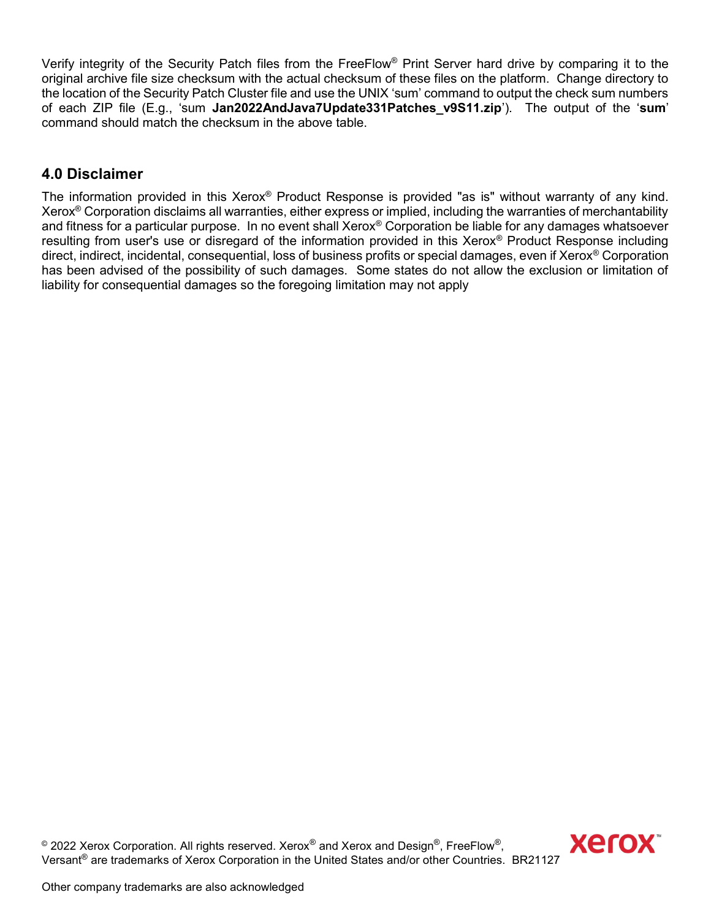Verify integrity of the Security Patch files from the FreeFlow® Print Server hard drive by comparing it to the original archive file size checksum with the actual checksum of these files on the platform. Change directory to the location of the Security Patch Cluster file and use the UNIX 'sum' command to output the check sum numbers of each ZIP file (E.g., 'sum **Jan2022AndJava7Update331Patches_v9S11.zip**'). The output of the '**sum**' command should match the checksum in the above table.

## 4.0 Disclaimer

The information provided in this Xerox® Product Response is provided "as is" without warranty of any kind. Xerox® Corporation disclaims all warranties, either express or implied, including the warranties of merchantability and fitness for a particular purpose. In no event shall Xerox® Corporation be liable for any damages whatsoever resulting from user's use or disregard of the information provided in this Xerox® Product Response including direct, indirect, incidental, consequential, loss of business profits or special damages, even if Xerox® Corporation has been advised of the possibility of such damages. Some states do not allow the exclusion or limitation of liability for consequential damages so the foregoing limitation may not apply

© 2022 Xerox Corporation. All rights reserved. Xerox® and Xerox and Design®, FreeFlow®, Versant® are trademarks of Xerox Corporation in the United States and/or other Countries. BR21127

Other company trademarks are also acknowledged